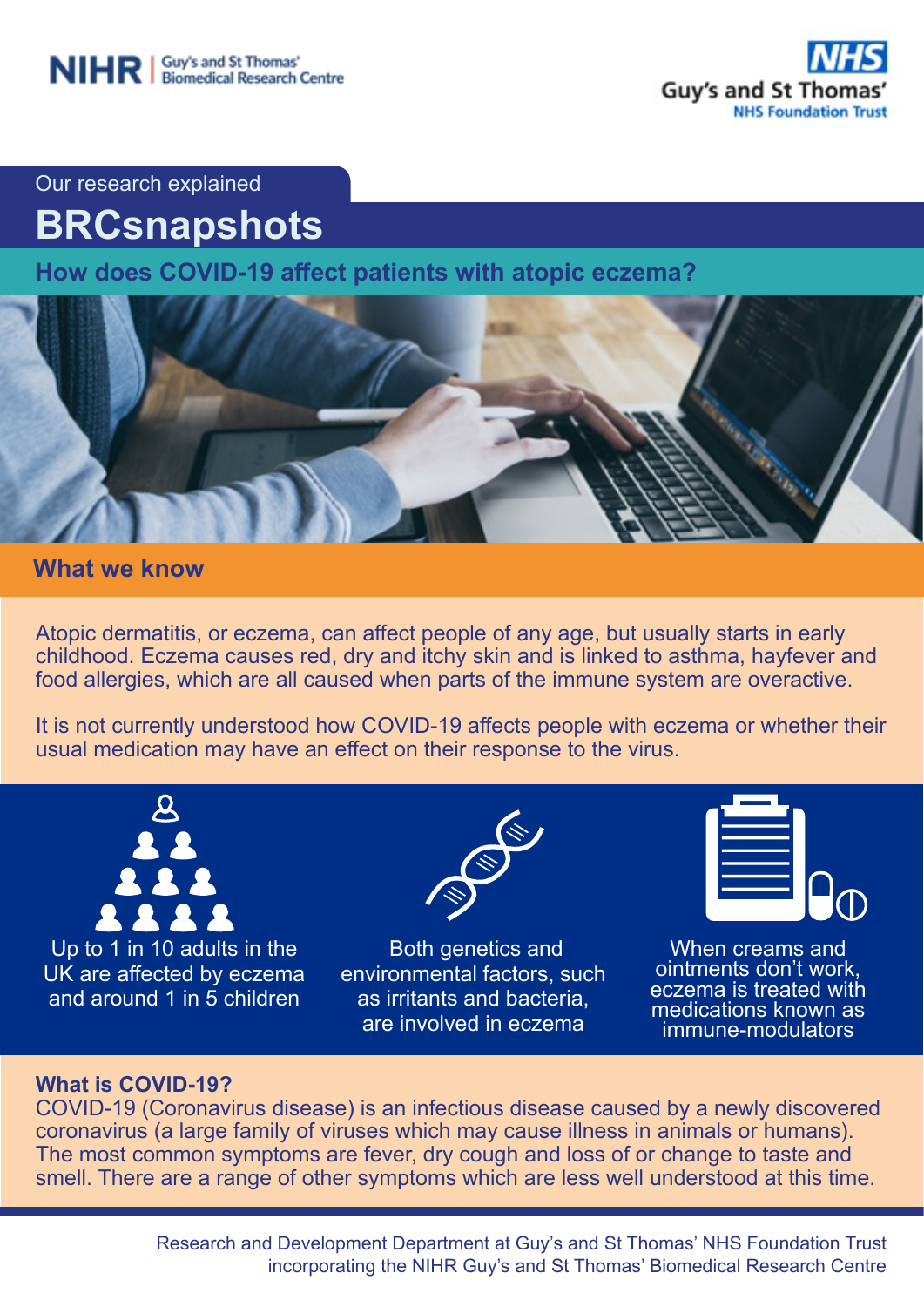NIHR | Guy's and St Thomas' Biomedical Research Centre

NHS Guy's and St Thomas' NHS Foundation Trust

Our research explained

# BRCsnapshots

## How does COVID-19 affect patients with atopic eczema?

## What we know

Atopic dermatitis, or eczema, can affect people of any age, but usually starts in early childhood. Eczema causes red, dry and itchy skin and is linked to asthma, hayfever and food allergies, which are all caused when parts of the immune system are overactive.

It is not currently understood how COVID-19 affects people with eczema or whether their usual medication may have an effect on their response to the virus.

Up to 1 in 10 adults in the UK are affected by eczema and around 1 in 5 children

Both genetics and environmental factors, such as irritants and bacteria, are involved in eczema

When creams and ointments don't work, eczema is treated with medications known as immune-modulators

**What is COVID-19?**
COVID-19 (Coronavirus disease) is an infectious disease caused by a newly discovered coronavirus (a large family of viruses which may cause illness in animals or humans). The most common symptoms are fever, dry cough and loss of or change to taste and smell. There are a range of other symptoms which are less well understood at this time.

Research and Development Department at Guy's and St Thomas' NHS Foundation Trust incorporating the NIHR Guy's and St Thomas' Biomedical Research Centre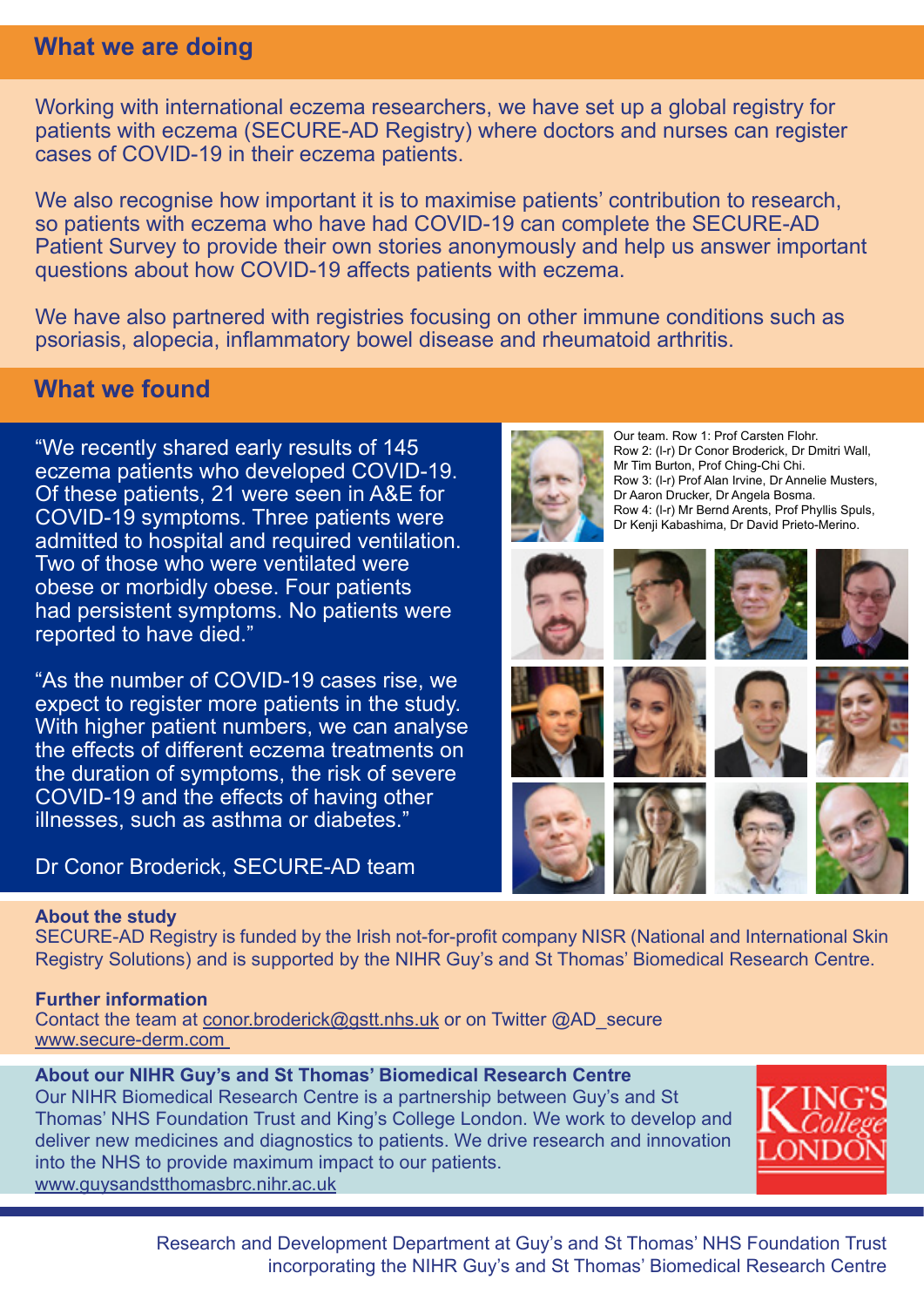## What we are doing

Working with international eczema researchers, we have set up a global registry for patients with eczema (SECURE-AD Registry) where doctors and nurses can register cases of COVID-19 in their eczema patients.

We also recognise how important it is to maximise patients' contribution to research, so patients with eczema who have had COVID-19 can complete the SECURE-AD Patient Survey to provide their own stories anonymously and help us answer important questions about how COVID-19 affects patients with eczema.

We have also partnered with registries focusing on other immune conditions such as psoriasis, alopecia, inflammatory bowel disease and rheumatoid arthritis.

## What we found

"We recently shared early results of 145 eczema patients who developed COVID-19. Of these patients, 21 were seen in A&E for COVID-19 symptoms. Three patients were admitted to hospital and required ventilation. Two of those who were ventilated were obese or morbidly obese. Four patients had persistent symptoms. No patients were reported to have died."

"As the number of COVID-19 cases rise, we expect to register more patients in the study. With higher patient numbers, we can analyse the effects of different eczema treatments on the duration of symptoms, the risk of severe COVID-19 and the effects of having other illnesses, such as asthma or diabetes."

Dr Conor Broderick, SECURE-AD team

Our team. Row 1: Prof Carsten Flohr.
Row 2: (l-r) Dr Conor Broderick, Dr Dmitri Wall, Mr Tim Burton, Prof Ching-Chi Chi.
Row 3: (l-r) Prof Alan Irvine, Dr Annelie Musters, Dr Aaron Drucker, Dr Angela Bosma.
Row 4: (l-r) Mr Bernd Arents, Prof Phyllis Spuls, Dr Kenji Kabashima, Dr David Prieto-Merino.

**About the study**

SECURE-AD Registry is funded by the Irish not-for-profit company NISR (National and International Skin Registry Solutions) and is supported by the NIHR Guy's and St Thomas' Biomedical Research Centre.

**Further information**

Contact the team at conor.broderick@gstt.nhs.uk or on Twitter @AD_secure
www.secure-derm.com

**About our NIHR Guy's and St Thomas' Biomedical Research Centre**

Our NIHR Biomedical Research Centre is a partnership between Guy's and St Thomas' NHS Foundation Trust and King's College London. We work to develop and deliver new medicines and diagnostics to patients. We drive research and innovation into the NHS to provide maximum impact to our patients.
www.guysandstthomasbrc.nihr.ac.uk

KING'S College LONDON

Research and Development Department at Guy's and St Thomas' NHS Foundation Trust incorporating the NIHR Guy's and St Thomas' Biomedical Research Centre